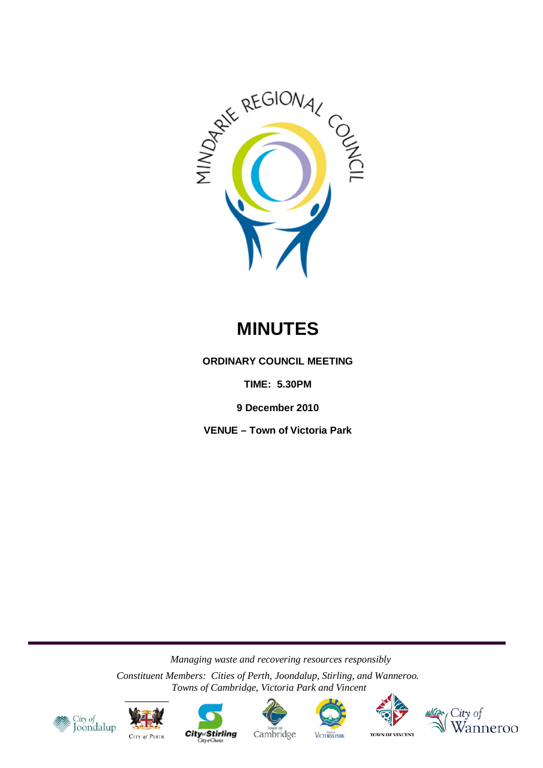MINDARIE REGIONAL COUNCIL

# MINUTES

**ORDINARY COUNCIL MEETING**

**TIME: 5.30PM**

**9 December 2010**

**VENUE – Town of Victoria Park**

*Managing waste and recovering resources responsibly*

*Constituent Members: Cities of Perth, Joondalup, Stirling, and Wanneroo. Towns of Cambridge, Victoria Park and Vincent*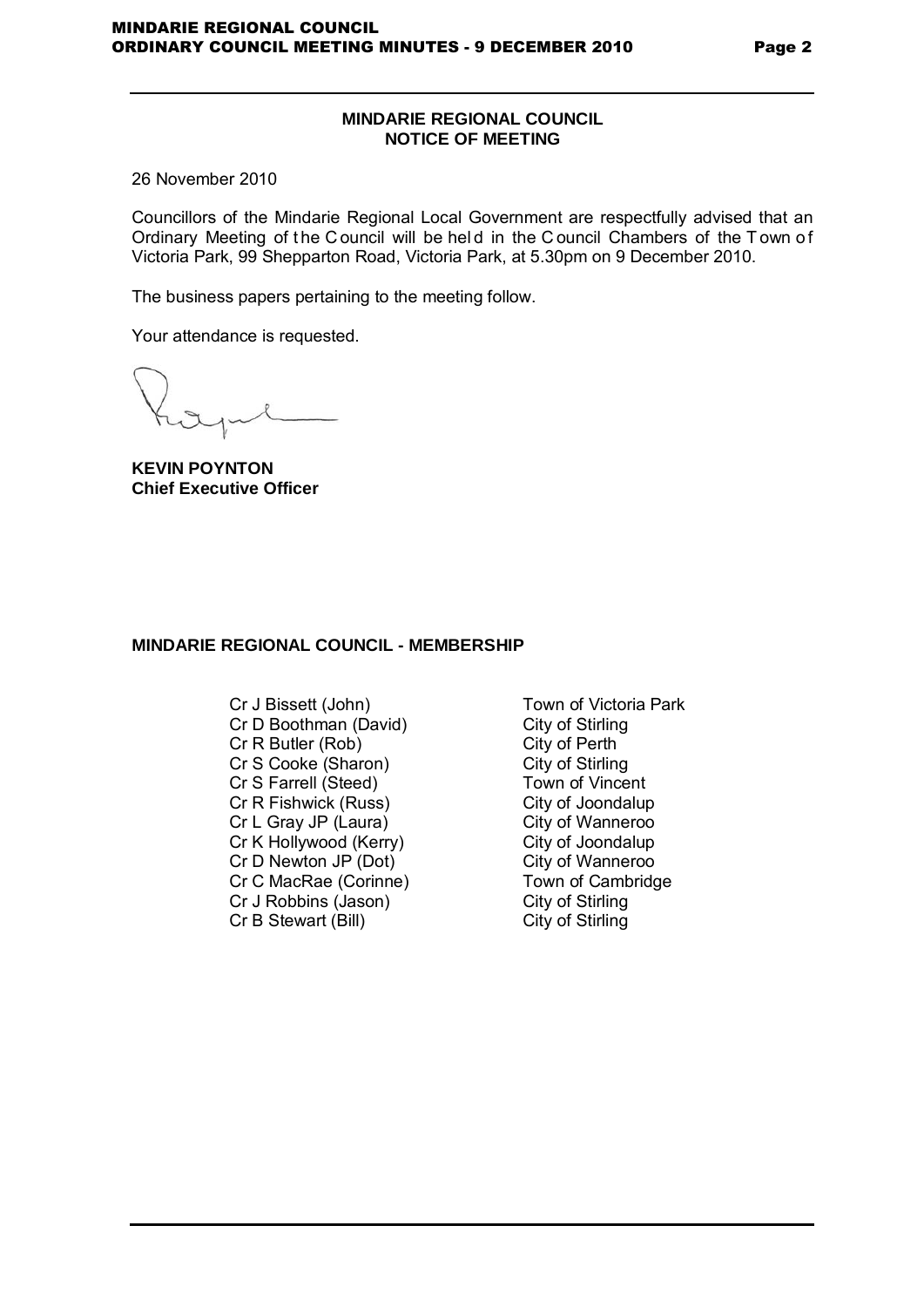## MINDARIE REGIONAL COUNCIL
## NOTICE OF MEETING

26 November 2010

Councillors of the Mindarie Regional Local Government are respectfully advised that an Ordinary Meeting of the Council will be held in the Council Chambers of the Town of Victoria Park, 99 Shepparton Road, Victoria Park, at 5.30pm on 9 December 2010.

The business papers pertaining to the meeting follow.

Your attendance is requested.

**KEVIN POYNTON**
**Chief Executive Officer**

### MINDARIE REGIONAL COUNCIL - MEMBERSHIP

| | |
|---|---|
| Cr J Bissett (John) | Town of Victoria Park |
| Cr D Boothman (David) | City of Stirling |
| Cr R Butler (Rob) | City of Perth |
| Cr S Cooke (Sharon) | City of Stirling |
| Cr S Farrell (Steed) | Town of Vincent |
| Cr R Fishwick (Russ) | City of Joondalup |
| Cr L Gray JP (Laura) | City of Wanneroo |
| Cr K Hollywood (Kerry) | City of Joondalup |
| Cr D Newton JP (Dot) | City of Wanneroo |
| Cr C MacRae (Corinne) | Town of Cambridge |
| Cr J Robbins (Jason) | City of Stirling |
| Cr B Stewart (Bill) | City of Stirling |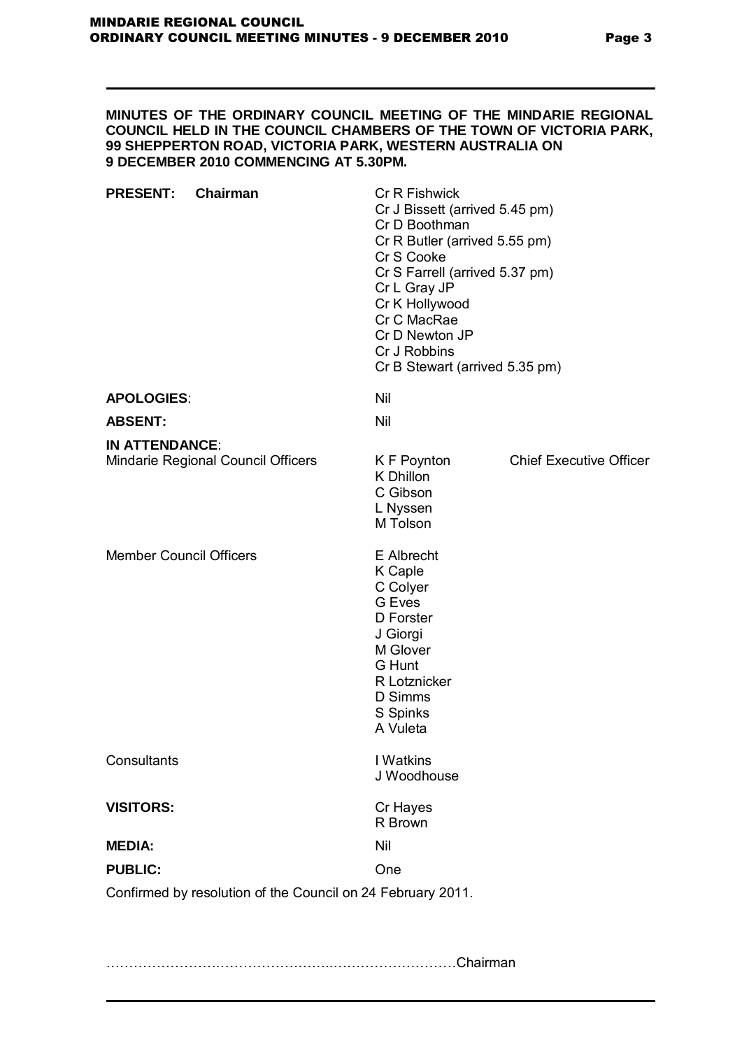**MINUTES OF THE ORDINARY COUNCIL MEETING OF THE MINDARIE REGIONAL COUNCIL HELD IN THE COUNCIL CHAMBERS OF THE TOWN OF VICTORIA PARK, 99 SHEPPERTON ROAD, VICTORIA PARK, WESTERN AUSTRALIA ON 9 DECEMBER 2010 COMMENCING AT 5.30PM.**

**PRESENT: Chairman**

Cr R Fishwick
Cr J Bissett (arrived 5.45 pm)
Cr D Boothman
Cr R Butler (arrived 5.55 pm)
Cr S Cooke
Cr S Farrell (arrived 5.37 pm)
Cr L Gray JP
Cr K Hollywood
Cr C MacRae
Cr D Newton JP
Cr J Robbins
Cr B Stewart (arrived 5.35 pm)

**APOLOGIES**: Nil

**ABSENT:** Nil

**IN ATTENDANCE**:

Mindarie Regional Council Officers

K F Poynton — Chief Executive Officer
K Dhillon
C Gibson
L Nyssen
M Tolson

Member Council Officers

E Albrecht
K Caple
C Colyer
G Eves
D Forster
J Giorgi
M Glover
G Hunt
R Lotznicker
D Simms
S Spinks
A Vuleta

Consultants

I Watkins
J Woodhouse

**VISITORS:**

Cr Hayes
R Brown

**MEDIA:** Nil

**PUBLIC:** One

Confirmed by resolution of the Council on 24 February 2011.

………………………………………..………………………Chairman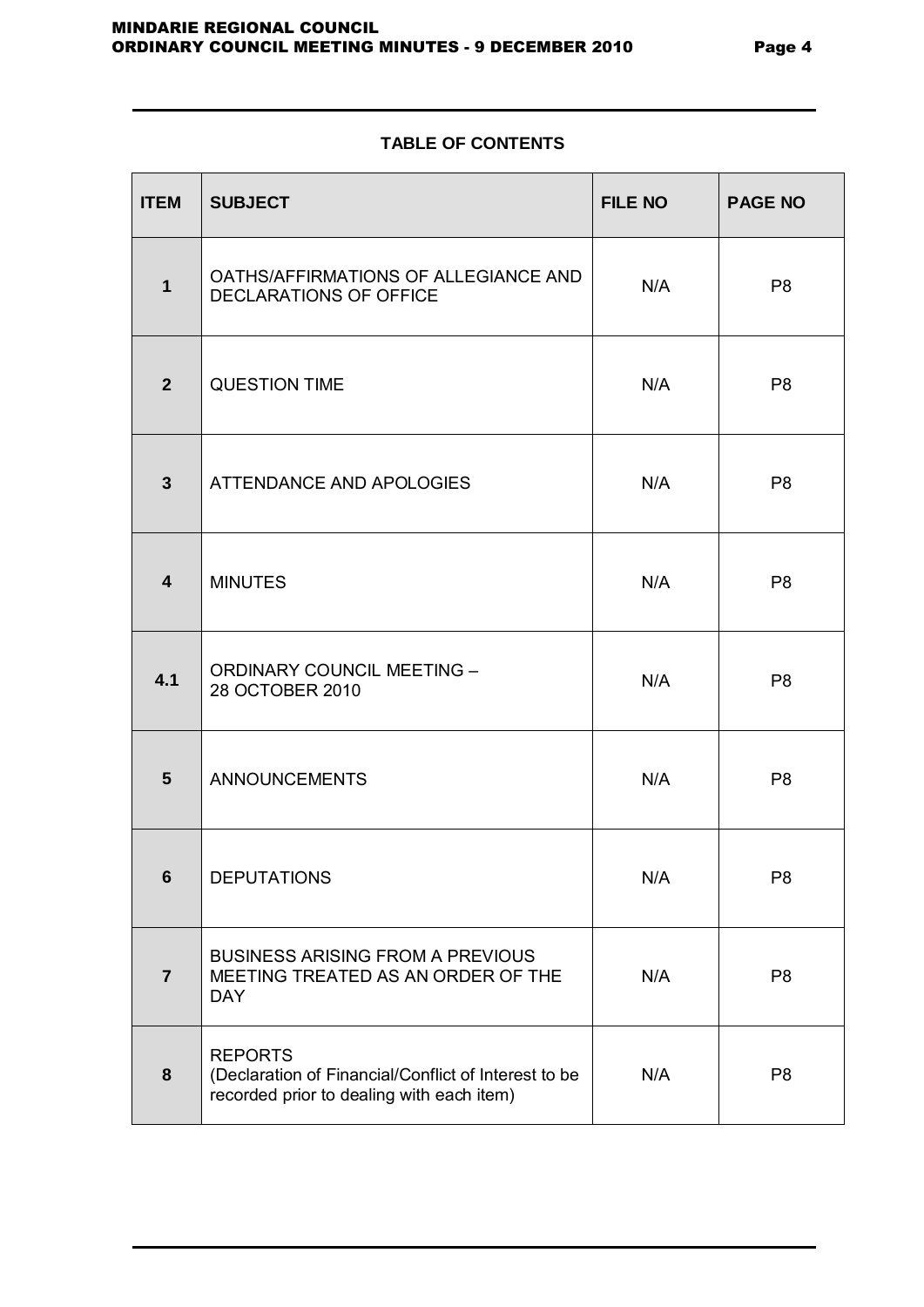**TABLE OF CONTENTS**

| ITEM | SUBJECT | FILE NO | PAGE NO |
|---|---|---|---|
| 1 | OATHS/AFFIRMATIONS OF ALLEGIANCE AND DECLARATIONS OF OFFICE | N/A | P8 |
| 2 | QUESTION TIME | N/A | P8 |
| 3 | ATTENDANCE AND APOLOGIES | N/A | P8 |
| 4 | MINUTES | N/A | P8 |
| 4.1 | ORDINARY COUNCIL MEETING – 28 OCTOBER 2010 | N/A | P8 |
| 5 | ANNOUNCEMENTS | N/A | P8 |
| 6 | DEPUTATIONS | N/A | P8 |
| 7 | BUSINESS ARISING FROM A PREVIOUS MEETING TREATED AS AN ORDER OF THE DAY | N/A | P8 |
| 8 | REPORTS (Declaration of Financial/Conflict of Interest to be recorded prior to dealing with each item) | N/A | P8 |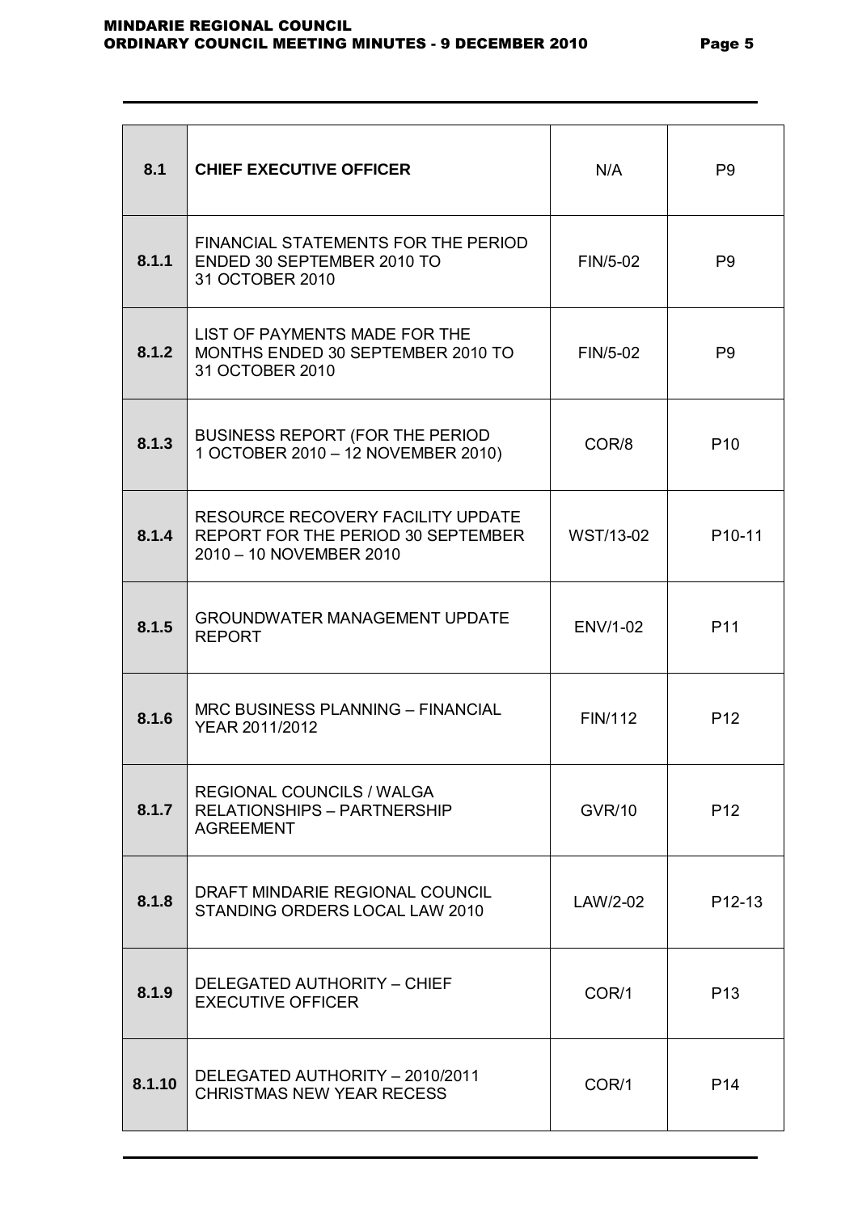| **8.1** | **CHIEF EXECUTIVE OFFICER** | N/A | P9 |
|---|---|---|---|
| **8.1.1** | FINANCIAL STATEMENTS FOR THE PERIOD ENDED 30 SEPTEMBER 2010 TO 31 OCTOBER 2010 | FIN/5-02 | P9 |
| **8.1.2** | LIST OF PAYMENTS MADE FOR THE MONTHS ENDED 30 SEPTEMBER 2010 TO 31 OCTOBER 2010 | FIN/5-02 | P9 |
| **8.1.3** | BUSINESS REPORT (FOR THE PERIOD 1 OCTOBER 2010 – 12 NOVEMBER 2010) | COR/8 | P10 |
| **8.1.4** | RESOURCE RECOVERY FACILITY UPDATE REPORT FOR THE PERIOD 30 SEPTEMBER 2010 – 10 NOVEMBER 2010 | WST/13-02 | P10-11 |
| **8.1.5** | GROUNDWATER MANAGEMENT UPDATE REPORT | ENV/1-02 | P11 |
| **8.1.6** | MRC BUSINESS PLANNING – FINANCIAL YEAR 2011/2012 | FIN/112 | P12 |
| **8.1.7** | REGIONAL COUNCILS / WALGA RELATIONSHIPS – PARTNERSHIP AGREEMENT | GVR/10 | P12 |
| **8.1.8** | DRAFT MINDARIE REGIONAL COUNCIL STANDING ORDERS LOCAL LAW 2010 | LAW/2-02 | P12-13 |
| **8.1.9** | DELEGATED AUTHORITY – CHIEF EXECUTIVE OFFICER | COR/1 | P13 |
| **8.1.10** | DELEGATED AUTHORITY – 2010/2011 CHRISTMAS NEW YEAR RECESS | COR/1 | P14 |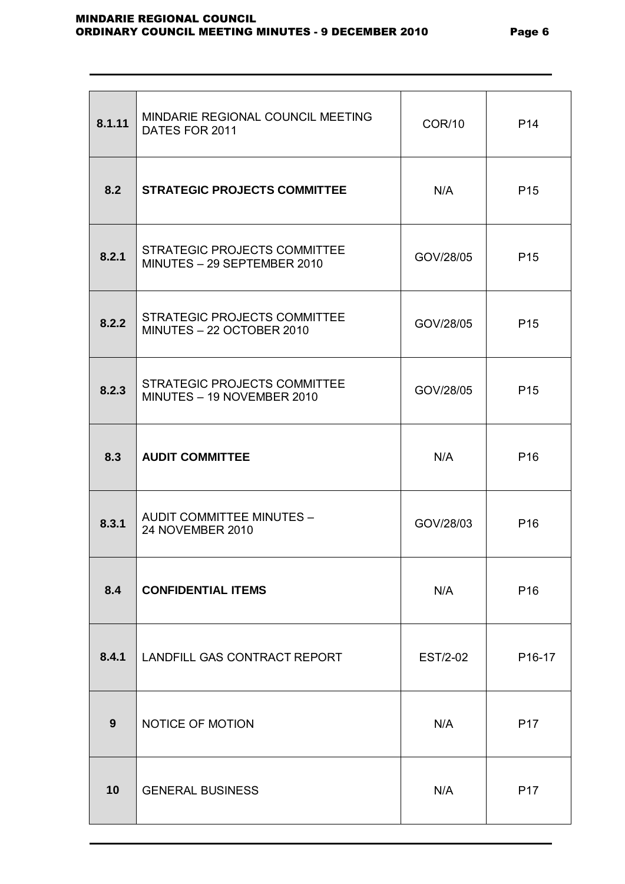| | | | |
|---|---|---|---|
| 8.1.11 | MINDARIE REGIONAL COUNCIL MEETING DATES FOR 2011 | COR/10 | P14 |
| **8.2** | **STRATEGIC PROJECTS COMMITTEE** | N/A | P15 |
| 8.2.1 | STRATEGIC PROJECTS COMMITTEE MINUTES – 29 SEPTEMBER 2010 | GOV/28/05 | P15 |
| 8.2.2 | STRATEGIC PROJECTS COMMITTEE MINUTES – 22 OCTOBER 2010 | GOV/28/05 | P15 |
| 8.2.3 | STRATEGIC PROJECTS COMMITTEE MINUTES – 19 NOVEMBER 2010 | GOV/28/05 | P15 |
| **8.3** | **AUDIT COMMITTEE** | N/A | P16 |
| 8.3.1 | AUDIT COMMITTEE MINUTES – 24 NOVEMBER 2010 | GOV/28/03 | P16 |
| **8.4** | **CONFIDENTIAL ITEMS** | N/A | P16 |
| 8.4.1 | LANDFILL GAS CONTRACT REPORT | EST/2-02 | P16-17 |
| 9 | NOTICE OF MOTION | N/A | P17 |
| 10 | GENERAL BUSINESS | N/A | P17 |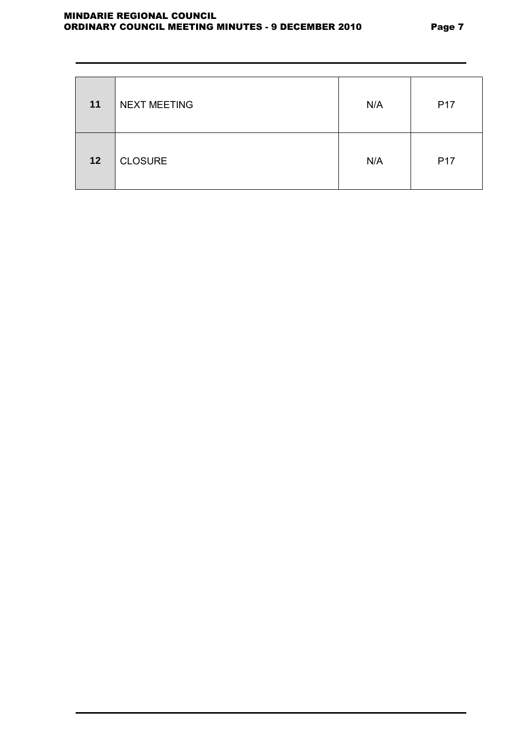| | | | |
|---|---|---|---|
| 11 | NEXT MEETING | N/A | P17 |
| 12 | CLOSURE | N/A | P17 |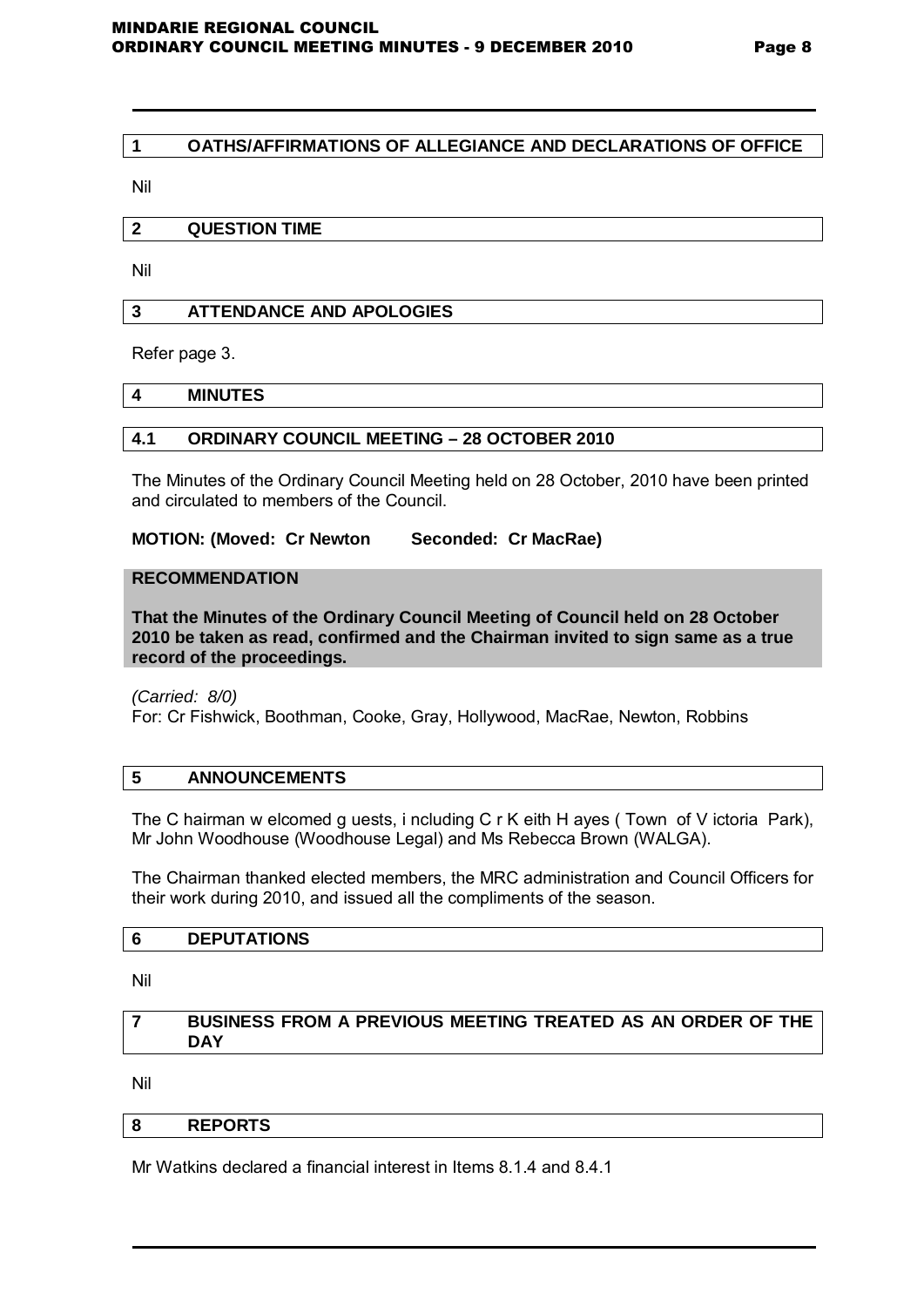## 1 OATHS/AFFIRMATIONS OF ALLEGIANCE AND DECLARATIONS OF OFFICE

Nil

## 2 QUESTION TIME

Nil

## 3 ATTENDANCE AND APOLOGIES

Refer page 3.

## 4 MINUTES

### 4.1 ORDINARY COUNCIL MEETING – 28 OCTOBER 2010

The Minutes of the Ordinary Council Meeting held on 28 October, 2010 have been printed and circulated to members of the Council.

**MOTION: (Moved: Cr Newton Seconded: Cr MacRae)**

**RECOMMENDATION**

**That the Minutes of the Ordinary Council Meeting of Council held on 28 October 2010 be taken as read, confirmed and the Chairman invited to sign same as a true record of the proceedings.**

*(Carried: 8/0)*
For: Cr Fishwick, Boothman, Cooke, Gray, Hollywood, MacRae, Newton, Robbins

## 5 ANNOUNCEMENTS

The Chairman welcomed guests, including Cr Keith Hayes (Town of Victoria Park), Mr John Woodhouse (Woodhouse Legal) and Ms Rebecca Brown (WALGA).

The Chairman thanked elected members, the MRC administration and Council Officers for their work during 2010, and issued all the compliments of the season.

## 6 DEPUTATIONS

Nil

## 7 BUSINESS FROM A PREVIOUS MEETING TREATED AS AN ORDER OF THE DAY

Nil

## 8 REPORTS

Mr Watkins declared a financial interest in Items 8.1.4 and 8.4.1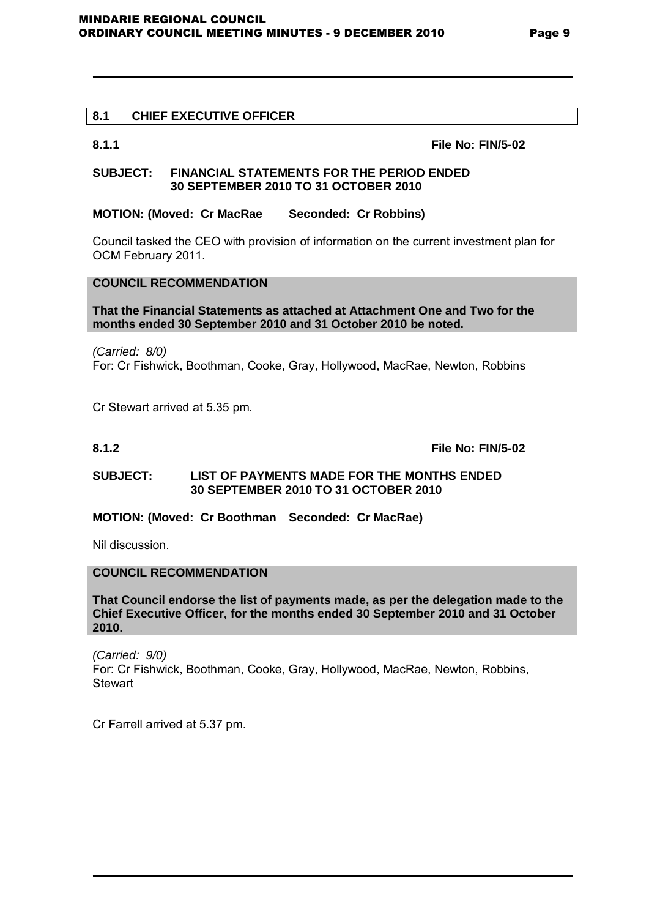## 8.1 CHIEF EXECUTIVE OFFICER

**8.1.1** **File No: FIN/5-02**

**SUBJECT: FINANCIAL STATEMENTS FOR THE PERIOD ENDED 30 SEPTEMBER 2010 TO 31 OCTOBER 2010**

**MOTION: (Moved: Cr MacRae Seconded: Cr Robbins)**

Council tasked the CEO with provision of information on the current investment plan for OCM February 2011.

**COUNCIL RECOMMENDATION**

**That the Financial Statements as attached at Attachment One and Two for the months ended 30 September 2010 and 31 October 2010 be noted.**

*(Carried: 8/0)*
For: Cr Fishwick, Boothman, Cooke, Gray, Hollywood, MacRae, Newton, Robbins

Cr Stewart arrived at 5.35 pm.

**8.1.2** **File No: FIN/5-02**

**SUBJECT: LIST OF PAYMENTS MADE FOR THE MONTHS ENDED 30 SEPTEMBER 2010 TO 31 OCTOBER 2010**

**MOTION: (Moved: Cr Boothman Seconded: Cr MacRae)**

Nil discussion.

**COUNCIL RECOMMENDATION**

**That Council endorse the list of payments made, as per the delegation made to the Chief Executive Officer, for the months ended 30 September 2010 and 31 October 2010.**

*(Carried: 9/0)*
For: Cr Fishwick, Boothman, Cooke, Gray, Hollywood, MacRae, Newton, Robbins, Stewart

Cr Farrell arrived at 5.37 pm.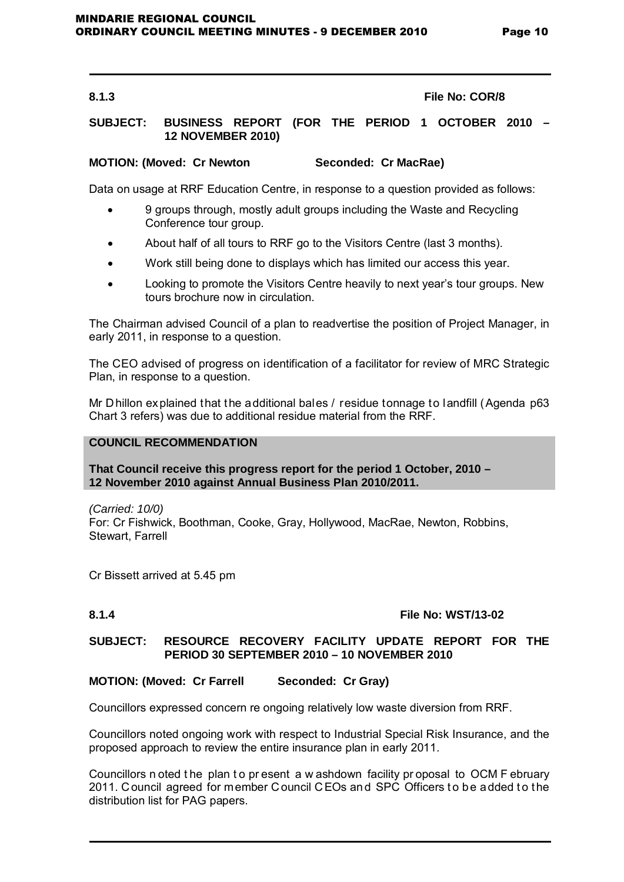**8.1.3** **File No: COR/8**

**SUBJECT: BUSINESS REPORT (FOR THE PERIOD 1 OCTOBER 2010 – 12 NOVEMBER 2010)**

**MOTION: (Moved: Cr Newton Seconded: Cr MacRae)**

Data on usage at RRF Education Centre, in response to a question provided as follows:

- 9 groups through, mostly adult groups including the Waste and Recycling Conference tour group.
- About half of all tours to RRF go to the Visitors Centre (last 3 months).
- Work still being done to displays which has limited our access this year.
- Looking to promote the Visitors Centre heavily to next year's tour groups. New tours brochure now in circulation.

The Chairman advised Council of a plan to readvertise the position of Project Manager, in early 2011, in response to a question.

The CEO advised of progress on identification of a facilitator for review of MRC Strategic Plan, in response to a question.

Mr Dhillon explained that the additional bales / residue tonnage to landfill (Agenda p63 Chart 3 refers) was due to additional residue material from the RRF.

**COUNCIL RECOMMENDATION**

**That Council receive this progress report for the period 1 October, 2010 – 12 November 2010 against Annual Business Plan 2010/2011.**

*(Carried: 10/0)*
For: Cr Fishwick, Boothman, Cooke, Gray, Hollywood, MacRae, Newton, Robbins, Stewart, Farrell

Cr Bissett arrived at 5.45 pm

**8.1.4** **File No: WST/13-02**

**SUBJECT: RESOURCE RECOVERY FACILITY UPDATE REPORT FOR THE PERIOD 30 SEPTEMBER 2010 – 10 NOVEMBER 2010**

**MOTION: (Moved: Cr Farrell Seconded: Cr Gray)**

Councillors expressed concern re ongoing relatively low waste diversion from RRF.

Councillors noted ongoing work with respect to Industrial Special Risk Insurance, and the proposed approach to review the entire insurance plan in early 2011.

Councillors noted the plan to present a washdown facility proposal to OCM February 2011. Council agreed for member Council CEOs and SPC Officers to be added to the distribution list for PAG papers.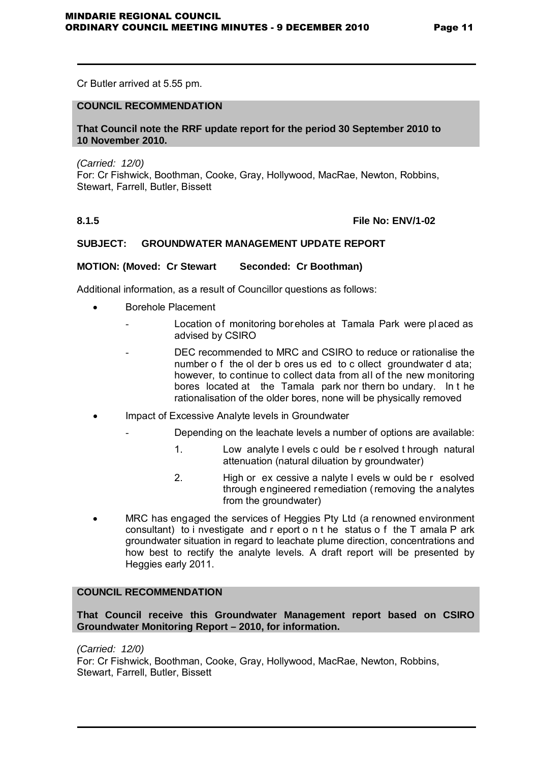Cr Butler arrived at 5.55 pm.

**COUNCIL RECOMMENDATION**

**That Council note the RRF update report for the period 30 September 2010 to 10 November 2010.**

*(Carried: 12/0)*
For: Cr Fishwick, Boothman, Cooke, Gray, Hollywood, MacRae, Newton, Robbins, Stewart, Farrell, Butler, Bissett

**8.1.5** **File No: ENV/1-02**

**SUBJECT: GROUNDWATER MANAGEMENT UPDATE REPORT**

**MOTION: (Moved: Cr Stewart Seconded: Cr Boothman)**

Additional information, as a result of Councillor questions as follows:

- Borehole Placement
  - Location of monitoring boreholes at Tamala Park were placed as advised by CSIRO
  - DEC recommended to MRC and CSIRO to reduce or rationalise the number of the older bores used to collect groundwater data; however, to continue to collect data from all of the new monitoring bores located at the Tamala park northern boundary. In the rationalisation of the older bores, none will be physically removed
- Impact of Excessive Analyte levels in Groundwater
  - Depending on the leachate levels a number of options are available:
    1. Low analyte levels could be resolved through natural attenuation (natural dilution by groundwater)
    2. High or excessive analyte levels would be resolved through engineered remediation (removing the analytes from the groundwater)
- MRC has engaged the services of Heggies Pty Ltd (a renowned environment consultant) to investigate and report on the status of the Tamala Park groundwater situation in regard to leachate plume direction, concentrations and how best to rectify the analyte levels. A draft report will be presented by Heggies early 2011.

**COUNCIL RECOMMENDATION**

**That Council receive this Groundwater Management report based on CSIRO Groundwater Monitoring Report – 2010, for information.**

*(Carried: 12/0)*
For: Cr Fishwick, Boothman, Cooke, Gray, Hollywood, MacRae, Newton, Robbins, Stewart, Farrell, Butler, Bissett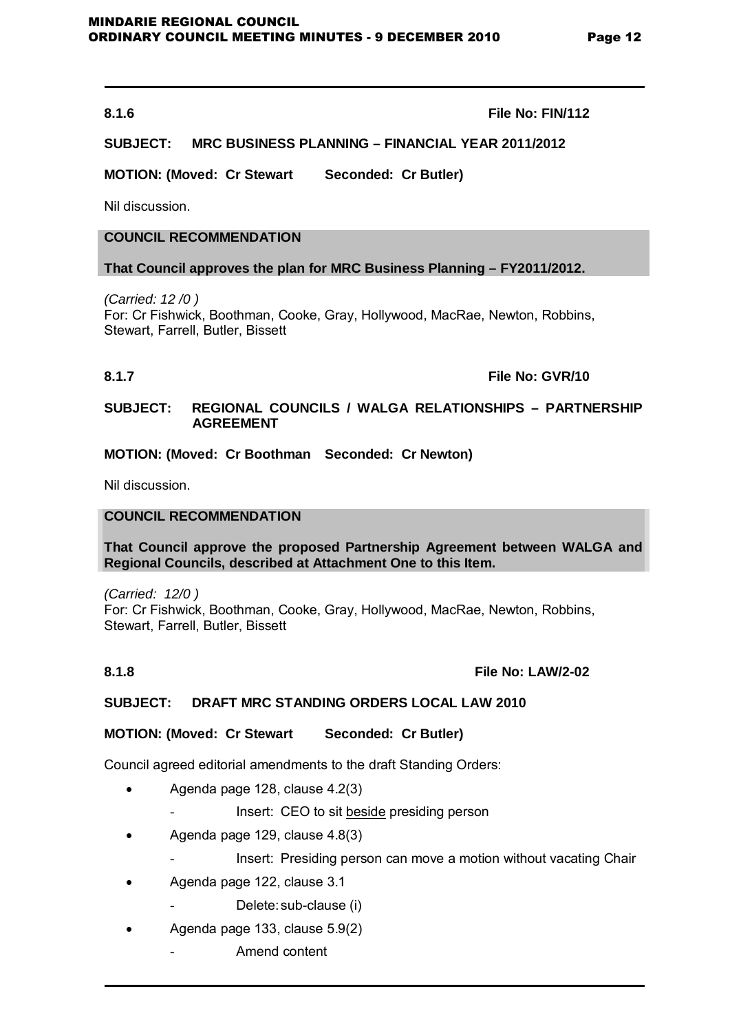**8.1.6** **File No: FIN/112**

**SUBJECT: MRC BUSINESS PLANNING – FINANCIAL YEAR 2011/2012**

**MOTION: (Moved: Cr Stewart Seconded: Cr Butler)**

Nil discussion.

**COUNCIL RECOMMENDATION**

**That Council approves the plan for MRC Business Planning – FY2011/2012.**

*(Carried: 12 /0 )*
For: Cr Fishwick, Boothman, Cooke, Gray, Hollywood, MacRae, Newton, Robbins, Stewart, Farrell, Butler, Bissett

**8.1.7** **File No: GVR/10**

**SUBJECT: REGIONAL COUNCILS / WALGA RELATIONSHIPS – PARTNERSHIP AGREEMENT**

**MOTION: (Moved: Cr Boothman Seconded: Cr Newton)**

Nil discussion.

**COUNCIL RECOMMENDATION**

**That Council approve the proposed Partnership Agreement between WALGA and Regional Councils, described at Attachment One to this Item.**

*(Carried: 12/0 )*
For: Cr Fishwick, Boothman, Cooke, Gray, Hollywood, MacRae, Newton, Robbins, Stewart, Farrell, Butler, Bissett

**8.1.8** **File No: LAW/2-02**

**SUBJECT: DRAFT MRC STANDING ORDERS LOCAL LAW 2010**

**MOTION: (Moved: Cr Stewart Seconded: Cr Butler)**

Council agreed editorial amendments to the draft Standing Orders:

- Agenda page 128, clause 4.2(3)
  - Insert: CEO to sit <u>beside</u> presiding person
- Agenda page 129, clause 4.8(3)
  - Insert: Presiding person can move a motion without vacating Chair
- Agenda page 122, clause 3.1
  - Delete: sub-clause (i)
- Agenda page 133, clause 5.9(2)
  - Amend content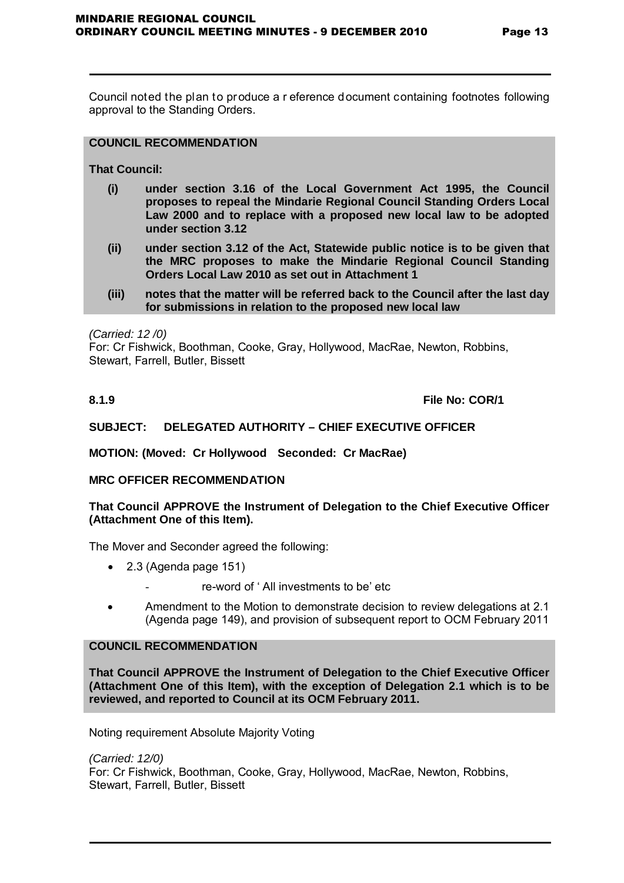Council noted the plan to produce a reference document containing footnotes following approval to the Standing Orders.

**COUNCIL RECOMMENDATION**

**That Council:**

- **(i)** **under section 3.16 of the Local Government Act 1995, the Council proposes to repeal the Mindarie Regional Council Standing Orders Local Law 2000 and to replace with a proposed new local law to be adopted under section 3.12**
- **(ii)** **under section 3.12 of the Act, Statewide public notice is to be given that the MRC proposes to make the Mindarie Regional Council Standing Orders Local Law 2010 as set out in Attachment 1**
- **(iii)** **notes that the matter will be referred back to the Council after the last day for submissions in relation to the proposed new local law**

*(Carried: 12 /0)*
For: Cr Fishwick, Boothman, Cooke, Gray, Hollywood, MacRae, Newton, Robbins, Stewart, Farrell, Butler, Bissett

**8.1.9** **File No: COR/1**

**SUBJECT: DELEGATED AUTHORITY – CHIEF EXECUTIVE OFFICER**

**MOTION: (Moved: Cr Hollywood Seconded: Cr MacRae)**

**MRC OFFICER RECOMMENDATION**

**That Council APPROVE the Instrument of Delegation to the Chief Executive Officer (Attachment One of this Item).**

The Mover and Seconder agreed the following:

- 2.3 (Agenda page 151)
  - re-word of ' All investments to be' etc
- Amendment to the Motion to demonstrate decision to review delegations at 2.1 (Agenda page 149), and provision of subsequent report to OCM February 2011

**COUNCIL RECOMMENDATION**

**That Council APPROVE the Instrument of Delegation to the Chief Executive Officer (Attachment One of this Item), with the exception of Delegation 2.1 which is to be reviewed, and reported to Council at its OCM February 2011.**

Noting requirement Absolute Majority Voting

*(Carried: 12/0)*
For: Cr Fishwick, Boothman, Cooke, Gray, Hollywood, MacRae, Newton, Robbins, Stewart, Farrell, Butler, Bissett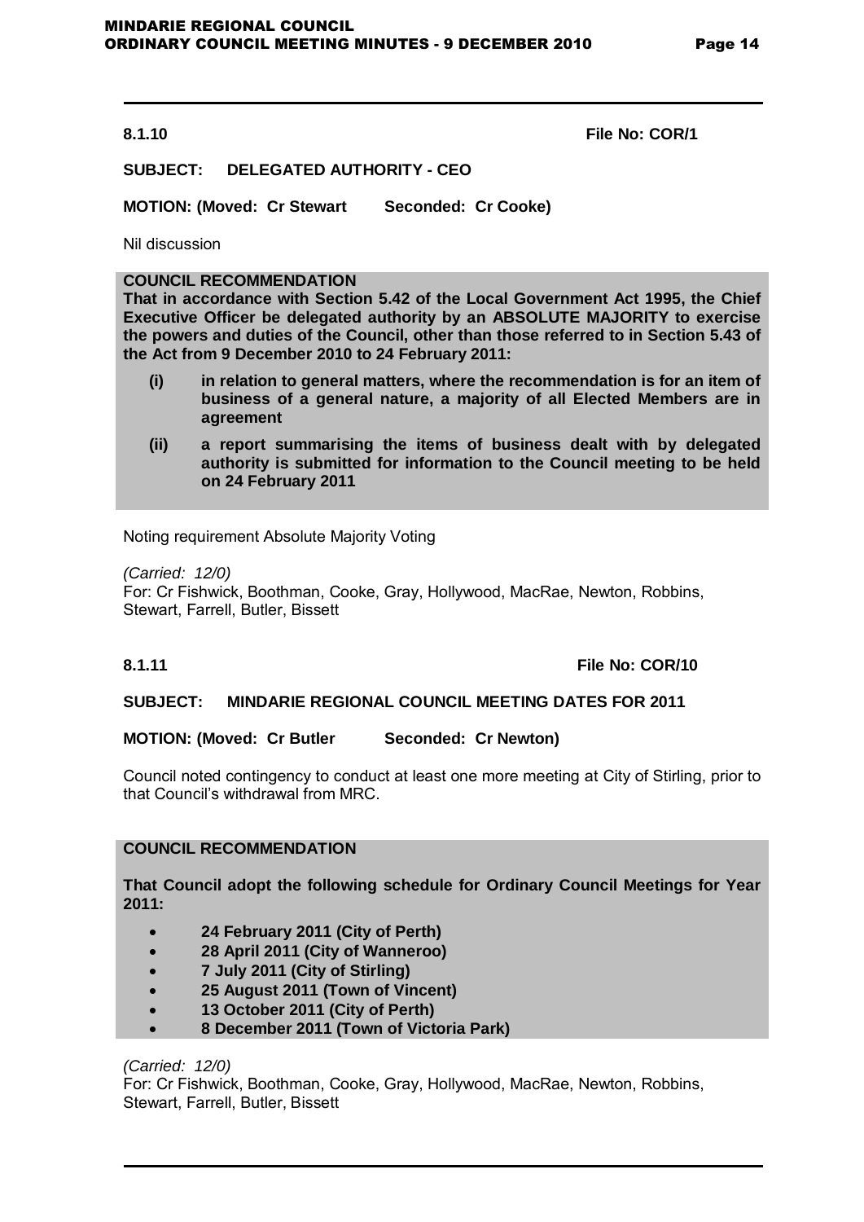**8.1.10** **File No: COR/1**

**SUBJECT: DELEGATED AUTHORITY - CEO**

**MOTION: (Moved: Cr Stewart Seconded: Cr Cooke)**

Nil discussion

**COUNCIL RECOMMENDATION**

**That in accordance with Section 5.42 of the Local Government Act 1995, the Chief Executive Officer be delegated authority by an ABSOLUTE MAJORITY to exercise the powers and duties of the Council, other than those referred to in Section 5.43 of the Act from 9 December 2010 to 24 February 2011:**

- **(i) in relation to general matters, where the recommendation is for an item of business of a general nature, a majority of all Elected Members are in agreement**
- **(ii) a report summarising the items of business dealt with by delegated authority is submitted for information to the Council meeting to be held on 24 February 2011**

Noting requirement Absolute Majority Voting

*(Carried: 12/0)*
For: Cr Fishwick, Boothman, Cooke, Gray, Hollywood, MacRae, Newton, Robbins, Stewart, Farrell, Butler, Bissett

**8.1.11** **File No: COR/10**

**SUBJECT: MINDARIE REGIONAL COUNCIL MEETING DATES FOR 2011**

**MOTION: (Moved: Cr Butler Seconded: Cr Newton)**

Council noted contingency to conduct at least one more meeting at City of Stirling, prior to that Council's withdrawal from MRC.

**COUNCIL RECOMMENDATION**

**That Council adopt the following schedule for Ordinary Council Meetings for Year 2011:**

- **24 February 2011 (City of Perth)**
- **28 April 2011 (City of Wanneroo)**
- **7 July 2011 (City of Stirling)**
- **25 August 2011 (Town of Vincent)**
- **13 October 2011 (City of Perth)**
- **8 December 2011 (Town of Victoria Park)**

*(Carried: 12/0)*
For: Cr Fishwick, Boothman, Cooke, Gray, Hollywood, MacRae, Newton, Robbins, Stewart, Farrell, Butler, Bissett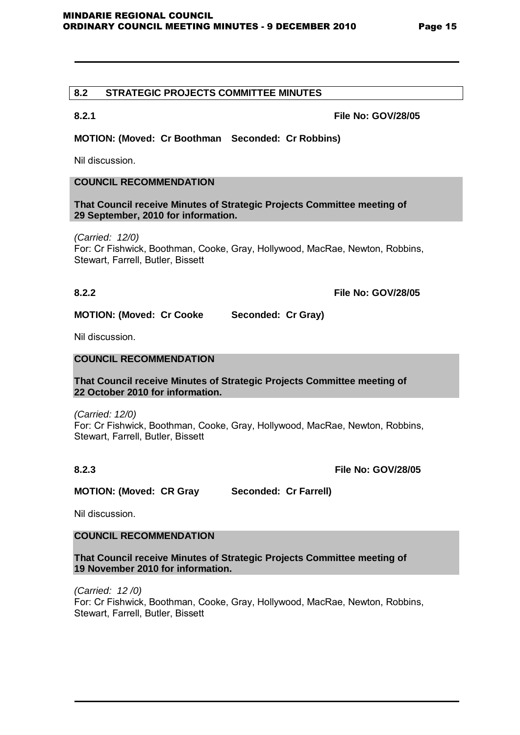## 8.2 STRATEGIC PROJECTS COMMITTEE MINUTES

**8.2.1** **File No: GOV/28/05**

**MOTION: (Moved: Cr Boothman Seconded: Cr Robbins)**

Nil discussion.

**COUNCIL RECOMMENDATION**

**That Council receive Minutes of Strategic Projects Committee meeting of 29 September, 2010 for information.**

*(Carried: 12/0)*
For: Cr Fishwick, Boothman, Cooke, Gray, Hollywood, MacRae, Newton, Robbins, Stewart, Farrell, Butler, Bissett

**8.2.2** **File No: GOV/28/05**

**MOTION: (Moved: Cr Cooke Seconded: Cr Gray)**

Nil discussion.

**COUNCIL RECOMMENDATION**

**That Council receive Minutes of Strategic Projects Committee meeting of 22 October 2010 for information.**

*(Carried: 12/0)*
For: Cr Fishwick, Boothman, Cooke, Gray, Hollywood, MacRae, Newton, Robbins, Stewart, Farrell, Butler, Bissett

**8.2.3** **File No: GOV/28/05**

**MOTION: (Moved: CR Gray Seconded: Cr Farrell)**

Nil discussion.

**COUNCIL RECOMMENDATION**

**That Council receive Minutes of Strategic Projects Committee meeting of 19 November 2010 for information.**

*(Carried: 12 /0)*
For: Cr Fishwick, Boothman, Cooke, Gray, Hollywood, MacRae, Newton, Robbins, Stewart, Farrell, Butler, Bissett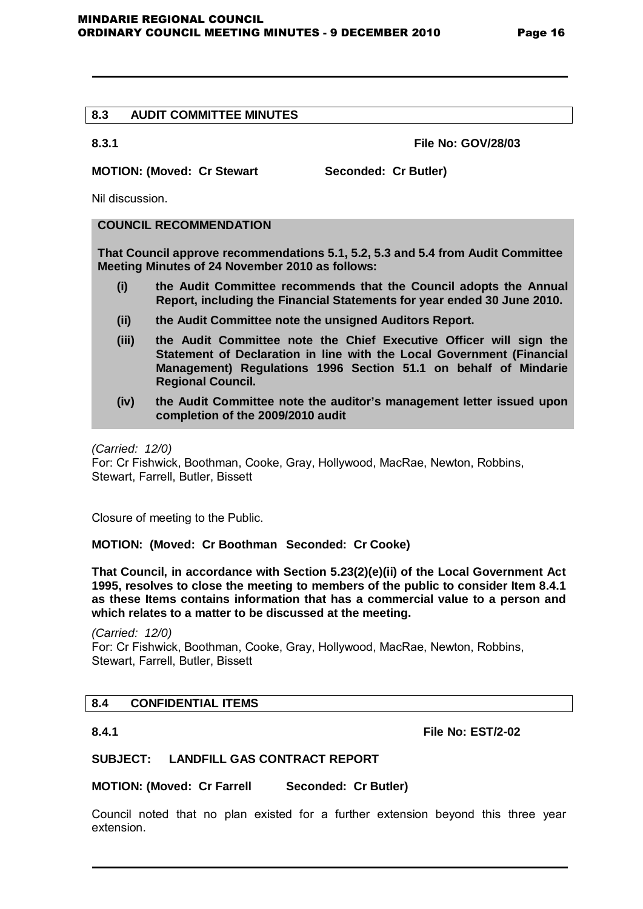## 8.3 AUDIT COMMITTEE MINUTES

**8.3.1** **File No: GOV/28/03**

**MOTION: (Moved: Cr Stewart Seconded: Cr Butler)**

Nil discussion.

**COUNCIL RECOMMENDATION**

**That Council approve recommendations 5.1, 5.2, 5.3 and 5.4 from Audit Committee Meeting Minutes of 24 November 2010 as follows:**

- **(i) the Audit Committee recommends that the Council adopts the Annual Report, including the Financial Statements for year ended 30 June 2010.**
- **(ii) the Audit Committee note the unsigned Auditors Report.**
- **(iii) the Audit Committee note the Chief Executive Officer will sign the Statement of Declaration in line with the Local Government (Financial Management) Regulations 1996 Section 51.1 on behalf of Mindarie Regional Council.**
- **(iv) the Audit Committee note the auditor's management letter issued upon completion of the 2009/2010 audit**

*(Carried: 12/0)*
For: Cr Fishwick, Boothman, Cooke, Gray, Hollywood, MacRae, Newton, Robbins, Stewart, Farrell, Butler, Bissett

Closure of meeting to the Public.

**MOTION: (Moved: Cr Boothman Seconded: Cr Cooke)**

**That Council, in accordance with Section 5.23(2)(e)(ii) of the Local Government Act 1995, resolves to close the meeting to members of the public to consider Item 8.4.1 as these Items contains information that has a commercial value to a person and which relates to a matter to be discussed at the meeting.**

*(Carried: 12/0)*
For: Cr Fishwick, Boothman, Cooke, Gray, Hollywood, MacRae, Newton, Robbins, Stewart, Farrell, Butler, Bissett

## 8.4 CONFIDENTIAL ITEMS

**8.4.1** **File No: EST/2-02**

**SUBJECT: LANDFILL GAS CONTRACT REPORT**

**MOTION: (Moved: Cr Farrell Seconded: Cr Butler)**

Council noted that no plan existed for a further extension beyond this three year extension.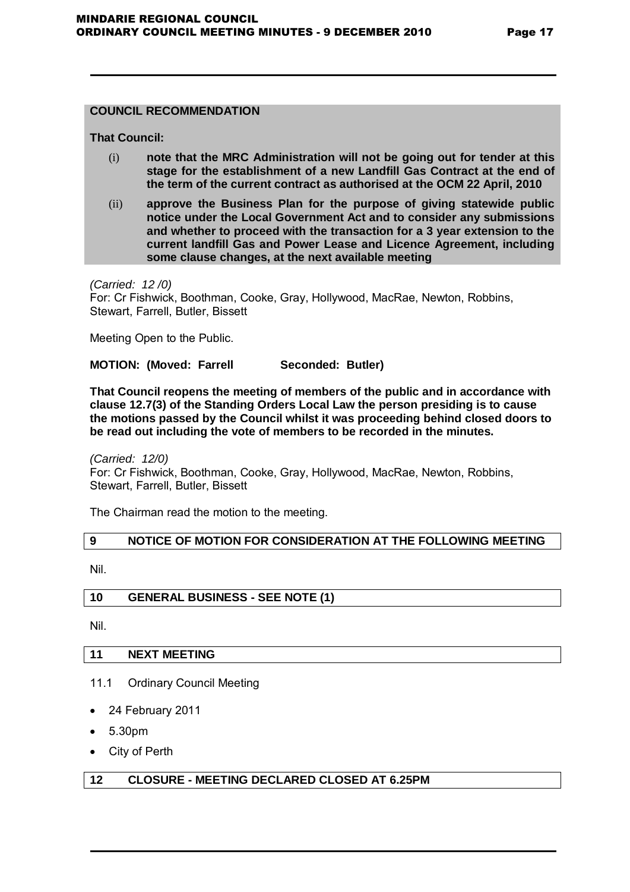**COUNCIL RECOMMENDATION**

**That Council:**

(i) **note that the MRC Administration will not be going out for tender at this stage for the establishment of a new Landfill Gas Contract at the end of the term of the current contract as authorised at the OCM 22 April, 2010**

(ii) **approve the Business Plan for the purpose of giving statewide public notice under the Local Government Act and to consider any submissions and whether to proceed with the transaction for a 3 year extension to the current landfill Gas and Power Lease and Licence Agreement, including some clause changes, at the next available meeting**

*(Carried: 12 /0)*
For: Cr Fishwick, Boothman, Cooke, Gray, Hollywood, MacRae, Newton, Robbins, Stewart, Farrell, Butler, Bissett

Meeting Open to the Public.

**MOTION: (Moved: Farrell Seconded: Butler)**

**That Council reopens the meeting of members of the public and in accordance with clause 12.7(3) of the Standing Orders Local Law the person presiding is to cause the motions passed by the Council whilst it was proceeding behind closed doors to be read out including the vote of members to be recorded in the minutes.**

*(Carried: 12/0)*
For: Cr Fishwick, Boothman, Cooke, Gray, Hollywood, MacRae, Newton, Robbins, Stewart, Farrell, Butler, Bissett

The Chairman read the motion to the meeting.

## 9 NOTICE OF MOTION FOR CONSIDERATION AT THE FOLLOWING MEETING

Nil.

## 10 GENERAL BUSINESS - SEE NOTE (1)

Nil.

## 11 NEXT MEETING

11.1 Ordinary Council Meeting

- 24 February 2011
- 5.30pm
- City of Perth

## 12 CLOSURE - MEETING DECLARED CLOSED AT 6.25PM